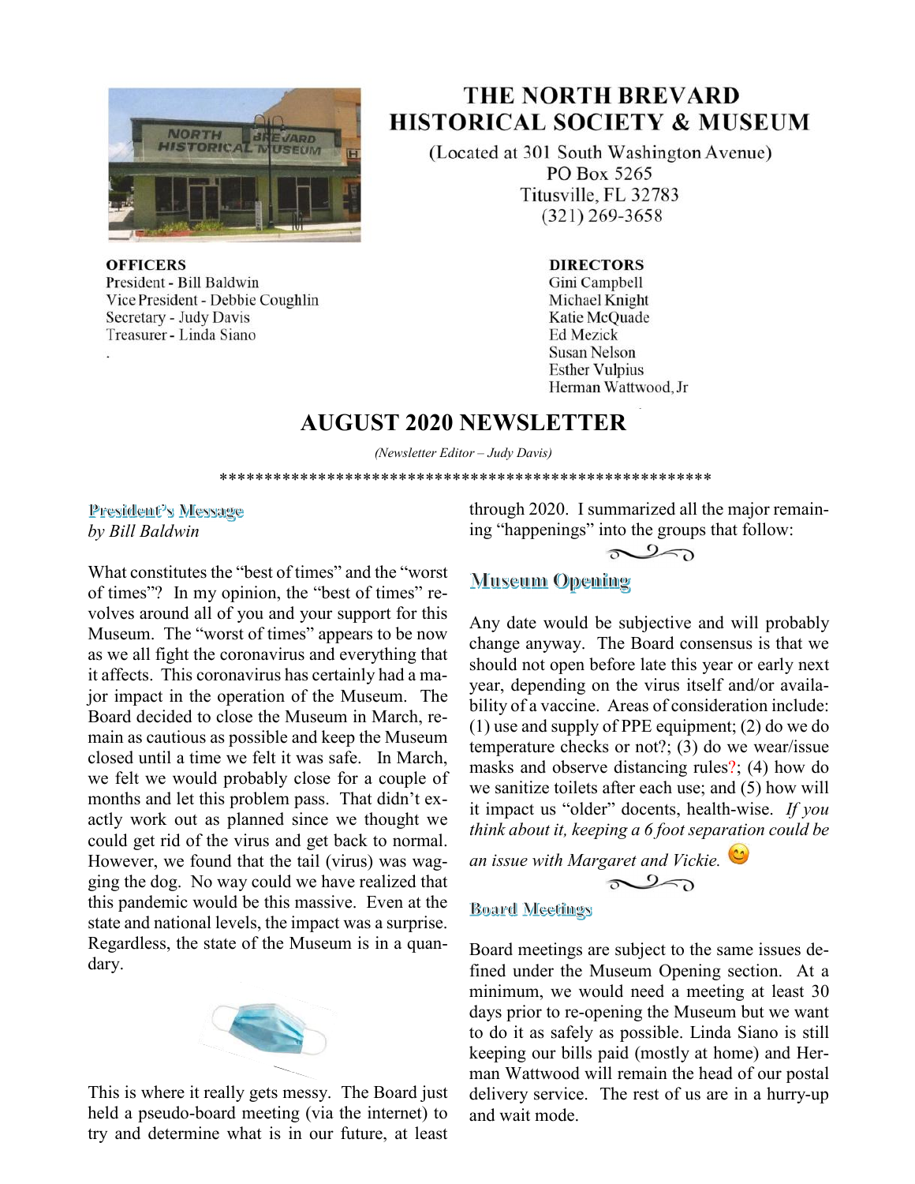# THE NORTH BREVARD HISTORICAL SOCIETY & MUSEUM

(Located at 301 South Washington Avenue)
PO Box 5265
Titusville, FL 32783
(321) 269-3658

**OFFICERS**
President - Bill Baldwin
Vice President - Debbie Coughlin
Secretary - Judy Davis
Treasurer - Linda Siano

**DIRECTORS**
Gini Campbell
Michael Knight
Katie McQuade
Ed Mezick
Susan Nelson
Esther Vulpius
Herman Wattwood, Jr

## AUGUST 2020 NEWSLETTER

*(Newsletter Editor – Judy Davis)*

*******************************************************

### President's Message
*by Bill Baldwin*

What constitutes the "best of times" and the "worst of times"? In my opinion, the "best of times" revolves around all of you and your support for this Museum. The "worst of times" appears to be now as we all fight the coronavirus and everything that it affects. This coronavirus has certainly had a major impact in the operation of the Museum. The Board decided to close the Museum in March, remain as cautious as possible and keep the Museum closed until a time we felt it was safe. In March, we felt we would probably close for a couple of months and let this problem pass. That didn't exactly work out as planned since we thought we could get rid of the virus and get back to normal. However, we found that the tail (virus) was wagging the dog. No way could we have realized that this pandemic would be this massive. Even at the state and national levels, the impact was a surprise. Regardless, the state of the Museum is in a quandary.

This is where it really gets messy. The Board just held a pseudo-board meeting (via the internet) to try and determine what is in our future, at least through 2020. I summarized all the major remaining "happenings" into the groups that follow:

### Museum Opening

Any date would be subjective and will probably change anyway. The Board consensus is that we should not open before late this year or early next year, depending on the virus itself and/or availability of a vaccine. Areas of consideration include: (1) use and supply of PPE equipment; (2) do we do temperature checks or not?; (3) do we wear/issue masks and observe distancing rules?; (4) how do we sanitize toilets after each use; and (5) how will it impact us "older" docents, health-wise. *If you think about it, keeping a 6 foot separation could be an issue with Margaret and Vickie.* 😊

### Board Meetings

Board meetings are subject to the same issues defined under the Museum Opening section. At a minimum, we would need a meeting at least 30 days prior to re-opening the Museum but we want to do it as safely as possible. Linda Siano is still keeping our bills paid (mostly at home) and Herman Wattwood will remain the head of our postal delivery service. The rest of us are in a hurry-up and wait mode.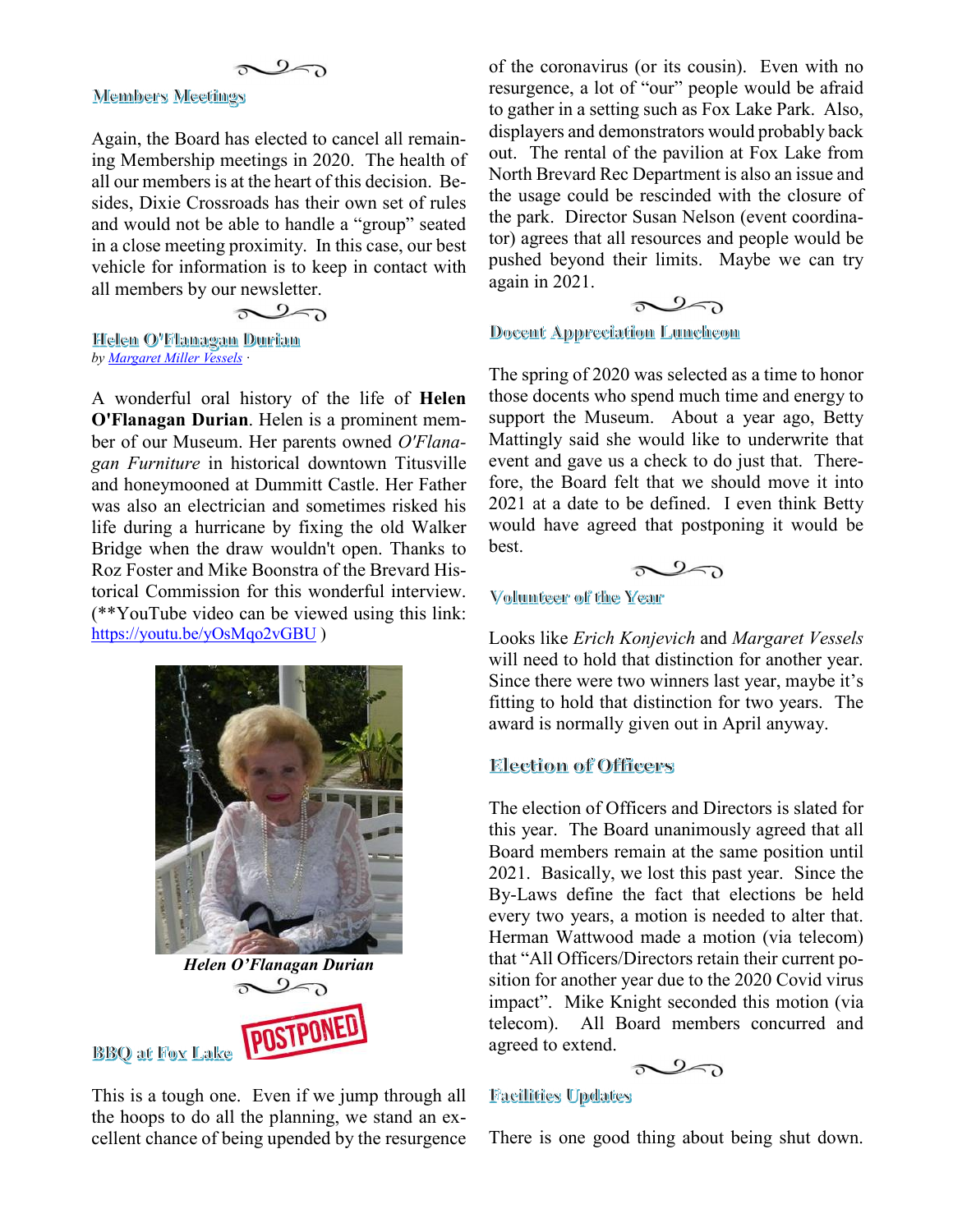## Members Meetings

Again, the Board has elected to cancel all remaining Membership meetings in 2020. The health of all our members is at the heart of this decision. Besides, Dixie Crossroads has their own set of rules and would not be able to handle a "group" seated in a close meeting proximity. In this case, our best vehicle for information is to keep in contact with all members by our newsletter.

## Helen O'Flanagan Durian

*by Margaret Miller Vessels ·*

A wonderful oral history of the life of **Helen O'Flanagan Durian**. Helen is a prominent member of our Museum. Her parents owned *O'Flanagan Furniture* in historical downtown Titusville and honeymooned at Dummitt Castle. Her Father was also an electrician and sometimes risked his life during a hurricane by fixing the old Walker Bridge when the draw wouldn't open. Thanks to Roz Foster and Mike Boonstra of the Brevard Historical Commission for this wonderful interview. (**YouTube video can be viewed using this link: https://youtu.be/yOsMqo2vGBU )

***Helen O'Flanagan Durian***

## BBQ at Fox Lake

POSTPONED

This is a tough one. Even if we jump through all the hoops to do all the planning, we stand an excellent chance of being upended by the resurgence of the coronavirus (or its cousin). Even with no resurgence, a lot of "our" people would be afraid to gather in a setting such as Fox Lake Park. Also, displayers and demonstrators would probably back out. The rental of the pavilion at Fox Lake from North Brevard Rec Department is also an issue and the usage could be rescinded with the closure of the park. Director Susan Nelson (event coordinator) agrees that all resources and people would be pushed beyond their limits. Maybe we can try again in 2021.

## Docent Appreciation Luncheon

The spring of 2020 was selected as a time to honor those docents who spend much time and energy to support the Museum. About a year ago, Betty Mattingly said she would like to underwrite that event and gave us a check to do just that. Therefore, the Board felt that we should move it into 2021 at a date to be defined. I even think Betty would have agreed that postponing it would be best.

## Volunteer of the Year

Looks like *Erich Konjevich* and *Margaret Vessels* will need to hold that distinction for another year. Since there were two winners last year, maybe it's fitting to hold that distinction for two years. The award is normally given out in April anyway.

## Election of Officers

The election of Officers and Directors is slated for this year. The Board unanimously agreed that all Board members remain at the same position until 2021. Basically, we lost this past year. Since the By-Laws define the fact that elections be held every two years, a motion is needed to alter that. Herman Wattwood made a motion (via telecom) that "All Officers/Directors retain their current position for another year due to the 2020 Covid virus impact". Mike Knight seconded this motion (via telecom). All Board members concurred and agreed to extend.

## Facilities Updates

There is one good thing about being shut down.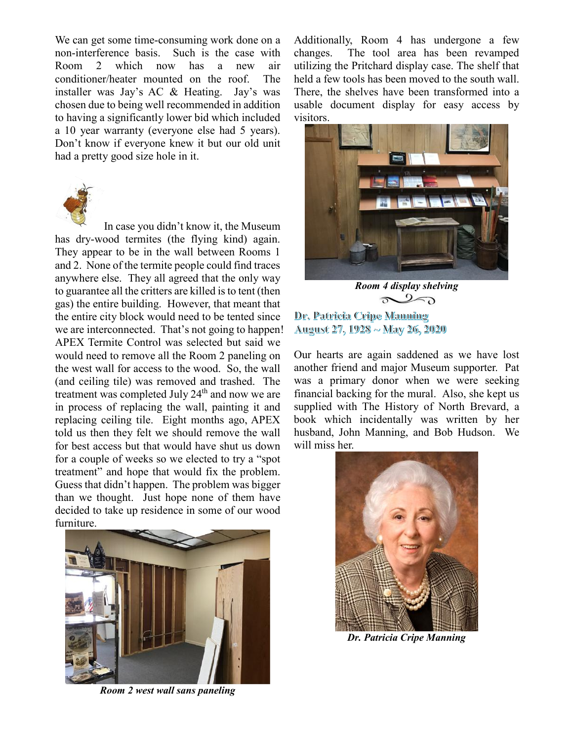We can get some time-consuming work done on a non-interference basis. Such is the case with Room 2 which now has a new air conditioner/heater mounted on the roof. The installer was Jay's AC & Heating. Jay's was chosen due to being well recommended in addition to having a significantly lower bid which included a 10 year warranty (everyone else had 5 years). Don't know if everyone knew it but our old unit had a pretty good size hole in it.

In case you didn't know it, the Museum has dry-wood termites (the flying kind) again. They appear to be in the wall between Rooms 1 and 2. None of the termite people could find traces anywhere else. They all agreed that the only way to guarantee all the critters are killed is to tent (then gas) the entire building. However, that meant that the entire city block would need to be tented since we are interconnected. That's not going to happen! APEX Termite Control was selected but said we would need to remove all the Room 2 paneling on the west wall for access to the wood. So, the wall (and ceiling tile) was removed and trashed. The treatment was completed July 24th and now we are in process of replacing the wall, painting it and replacing ceiling tile. Eight months ago, APEX told us then they felt we should remove the wall for best access but that would have shut us down for a couple of weeks so we elected to try a "spot treatment" and hope that would fix the problem. Guess that didn't happen. The problem was bigger than we thought. Just hope none of them have decided to take up residence in some of our wood furniture.

***Room 2 west wall sans paneling***

Additionally, Room 4 has undergone a few changes. The tool area has been revamped utilizing the Pritchard display case. The shelf that held a few tools has been moved to the south wall. There, the shelves have been transformed into a usable document display for easy access by visitors.

***Room 4 display shelving***

## Dr. Patricia Cripe Manning
## August 27, 1928 ~ May 26, 2020

Our hearts are again saddened as we have lost another friend and major Museum supporter. Pat was a primary donor when we were seeking financial backing for the mural. Also, she kept us supplied with The History of North Brevard, a book which incidentally was written by her husband, John Manning, and Bob Hudson. We will miss her.

***Dr. Patricia Cripe Manning***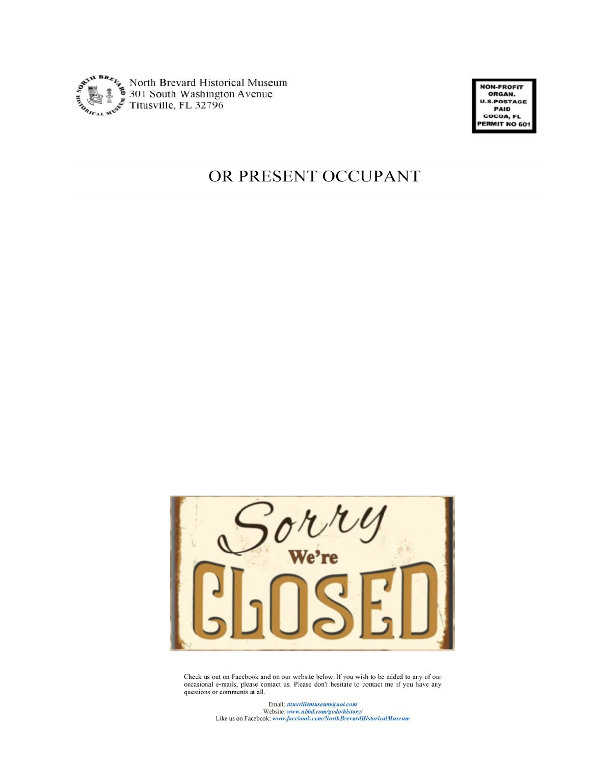North Brevard Historical Museum
301 South Washington Avenue
Titusville, FL 32796

NON-PROFIT
ORGAN.
U.S.POSTAGE
PAID
COCOA, FL
PERMIT NO 601

OR PRESENT OCCUPANT

Sorry We're CLOSED

Check us out on Facebook and on our website below. If you wish to be added to any of our occasional e-mails, please contact us. Please don't hesitate to contact me if you have any questions or comments at all.

Email: *titusvillemuseum@aol.com*
Website: *www.nbbd.com/godo/history/*
Like us on Facebook: *www.facebook.com/NorthBrevardHistoricalMuseum*